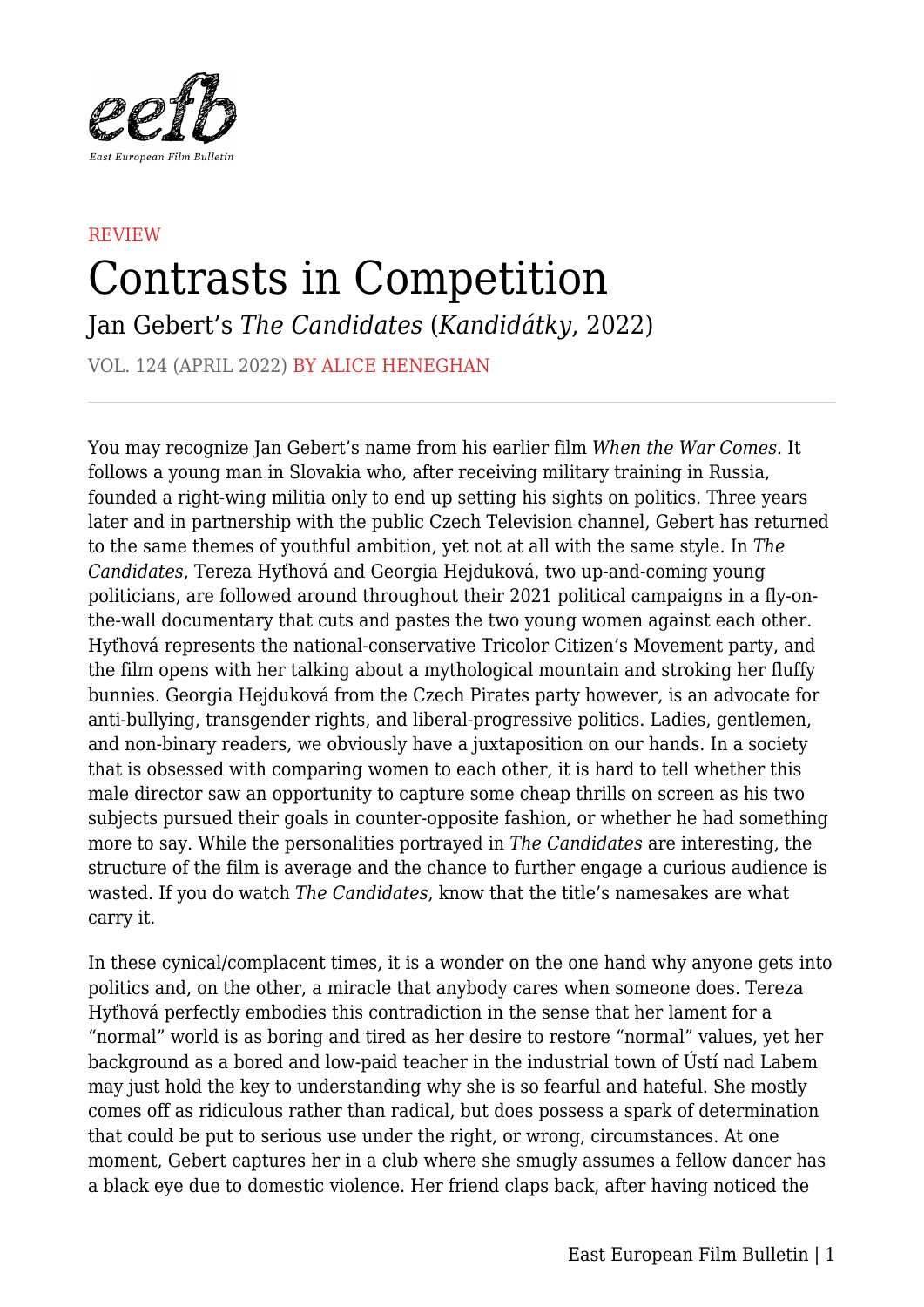REVIEW

# Contrasts in Competition

## Jan Gebert's *The Candidates* (*Kandidátky*, 2022)

VOL. 124 (APRIL 2022) BY ALICE HENEGHAN

---

You may recognize Jan Gebert's name from his earlier film *When the War Comes*. It follows a young man in Slovakia who, after receiving military training in Russia, founded a right-wing militia only to end up setting his sights on politics. Three years later and in partnership with the public Czech Television channel, Gebert has returned to the same themes of youthful ambition, yet not at all with the same style. In *The Candidates*, Tereza Hyťhová and Georgia Hejduková, two up-and-coming young politicians, are followed around throughout their 2021 political campaigns in a fly-on-the-wall documentary that cuts and pastes the two young women against each other. Hyťhová represents the national-conservative Tricolor Citizen's Movement party, and the film opens with her talking about a mythological mountain and stroking her fluffy bunnies. Georgia Hejduková from the Czech Pirates party however, is an advocate for anti-bullying, transgender rights, and liberal-progressive politics. Ladies, gentlemen, and non-binary readers, we obviously have a juxtaposition on our hands. In a society that is obsessed with comparing women to each other, it is hard to tell whether this male director saw an opportunity to capture some cheap thrills on screen as his two subjects pursued their goals in counter-opposite fashion, or whether he had something more to say. While the personalities portrayed in *The Candidates* are interesting, the structure of the film is average and the chance to further engage a curious audience is wasted. If you do watch *The Candidates*, know that the title's namesakes are what carry it.

In these cynical/complacent times, it is a wonder on the one hand why anyone gets into politics and, on the other, a miracle that anybody cares when someone does. Tereza Hyťhová perfectly embodies this contradiction in the sense that her lament for a "normal" world is as boring and tired as her desire to restore "normal" values, yet her background as a bored and low-paid teacher in the industrial town of Ústí nad Labem may just hold the key to understanding why she is so fearful and hateful. She mostly comes off as ridiculous rather than radical, but does possess a spark of determination that could be put to serious use under the right, or wrong, circumstances. At one moment, Gebert captures her in a club where she smugly assumes a fellow dancer has a black eye due to domestic violence. Her friend claps back, after having noticed the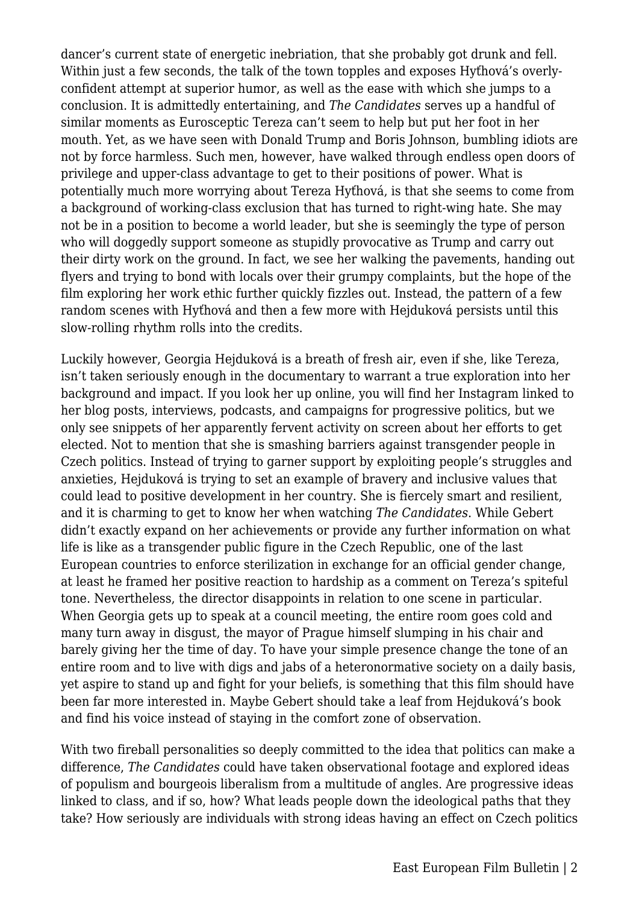dancer's current state of energetic inebriation, that she probably got drunk and fell. Within just a few seconds, the talk of the town topples and exposes Hyťhová's overly-confident attempt at superior humor, as well as the ease with which she jumps to a conclusion. It is admittedly entertaining, and *The Candidates* serves up a handful of similar moments as Eurosceptic Tereza can't seem to help but put her foot in her mouth. Yet, as we have seen with Donald Trump and Boris Johnson, bumbling idiots are not by force harmless. Such men, however, have walked through endless open doors of privilege and upper-class advantage to get to their positions of power. What is potentially much more worrying about Tereza Hyťhová, is that she seems to come from a background of working-class exclusion that has turned to right-wing hate. She may not be in a position to become a world leader, but she is seemingly the type of person who will doggedly support someone as stupidly provocative as Trump and carry out their dirty work on the ground. In fact, we see her walking the pavements, handing out flyers and trying to bond with locals over their grumpy complaints, but the hope of the film exploring her work ethic further quickly fizzles out. Instead, the pattern of a few random scenes with Hyťhová and then a few more with Hejduková persists until this slow-rolling rhythm rolls into the credits.

Luckily however, Georgia Hejduková is a breath of fresh air, even if she, like Tereza, isn't taken seriously enough in the documentary to warrant a true exploration into her background and impact. If you look her up online, you will find her Instagram linked to her blog posts, interviews, podcasts, and campaigns for progressive politics, but we only see snippets of her apparently fervent activity on screen about her efforts to get elected. Not to mention that she is smashing barriers against transgender people in Czech politics. Instead of trying to garner support by exploiting people's struggles and anxieties, Hejduková is trying to set an example of bravery and inclusive values that could lead to positive development in her country. She is fiercely smart and resilient, and it is charming to get to know her when watching *The Candidates*. While Gebert didn't exactly expand on her achievements or provide any further information on what life is like as a transgender public figure in the Czech Republic, one of the last European countries to enforce sterilization in exchange for an official gender change, at least he framed her positive reaction to hardship as a comment on Tereza's spiteful tone. Nevertheless, the director disappoints in relation to one scene in particular. When Georgia gets up to speak at a council meeting, the entire room goes cold and many turn away in disgust, the mayor of Prague himself slumping in his chair and barely giving her the time of day. To have your simple presence change the tone of an entire room and to live with digs and jabs of a heteronormative society on a daily basis, yet aspire to stand up and fight for your beliefs, is something that this film should have been far more interested in. Maybe Gebert should take a leaf from Hejduková's book and find his voice instead of staying in the comfort zone of observation.

With two fireball personalities so deeply committed to the idea that politics can make a difference, *The Candidates* could have taken observational footage and explored ideas of populism and bourgeois liberalism from a multitude of angles. Are progressive ideas linked to class, and if so, how? What leads people down the ideological paths that they take? How seriously are individuals with strong ideas having an effect on Czech politics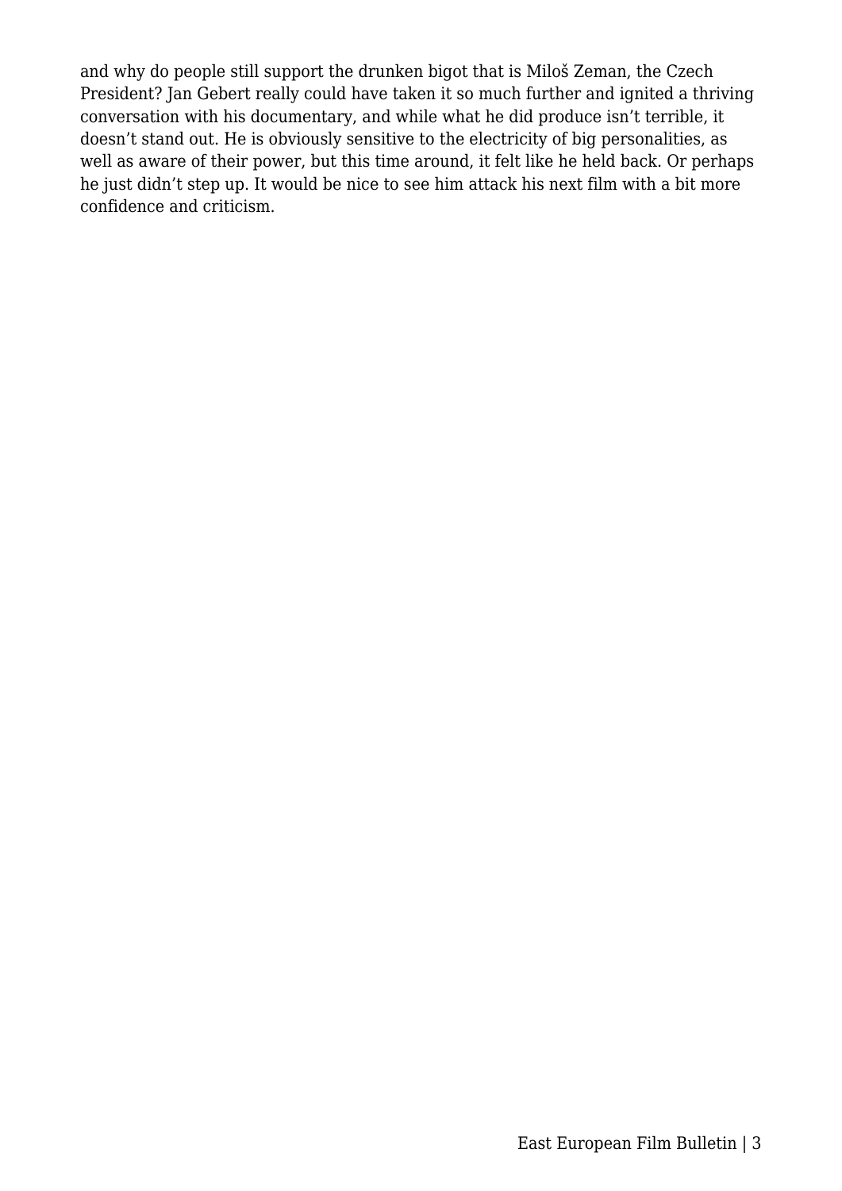and why do people still support the drunken bigot that is Miloš Zeman, the Czech President? Jan Gebert really could have taken it so much further and ignited a thriving conversation with his documentary, and while what he did produce isn't terrible, it doesn't stand out. He is obviously sensitive to the electricity of big personalities, as well as aware of their power, but this time around, it felt like he held back. Or perhaps he just didn't step up. It would be nice to see him attack his next film with a bit more confidence and criticism.